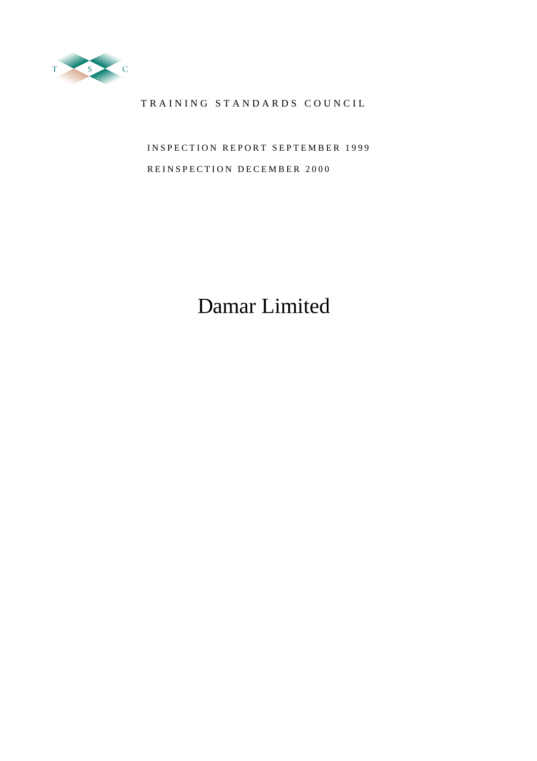T S C

TRAINING STANDARDS COUNCIL

INSPECTION REPORT SEPTEMBER 1999

REINSPECTION DECEMBER 2000

# Damar Limited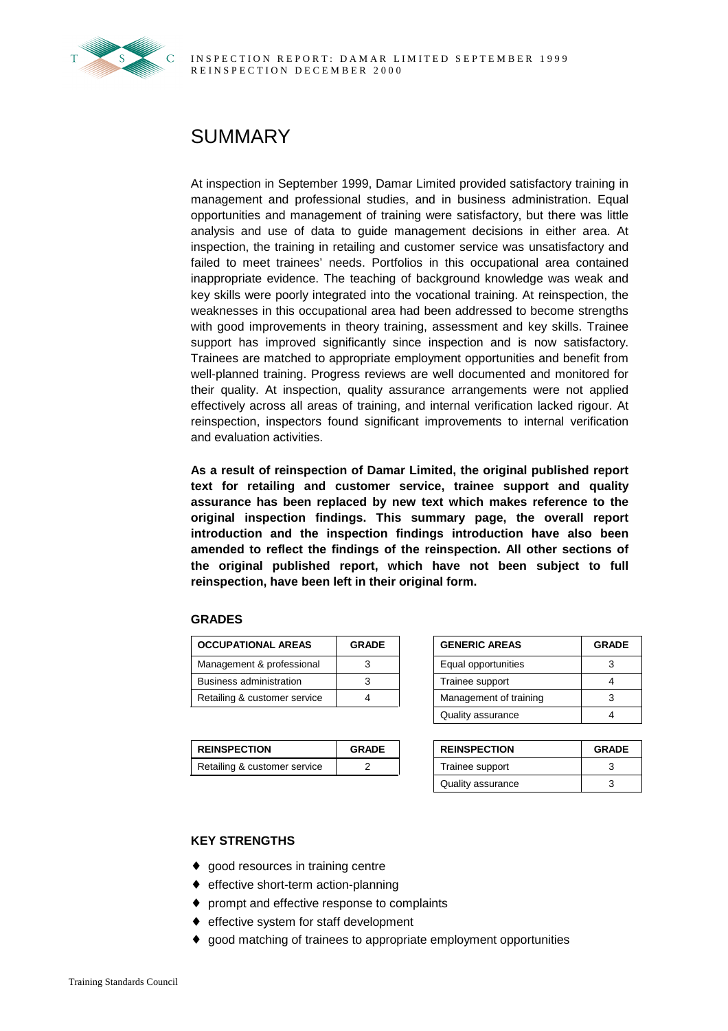# SUMMARY

At inspection in September 1999, Damar Limited provided satisfactory training in management and professional studies, and in business administration. Equal opportunities and management of training were satisfactory, but there was little analysis and use of data to guide management decisions in either area. At inspection, the training in retailing and customer service was unsatisfactory and failed to meet trainees' needs. Portfolios in this occupational area contained inappropriate evidence. The teaching of background knowledge was weak and key skills were poorly integrated into the vocational training. At reinspection, the weaknesses in this occupational area had been addressed to become strengths with good improvements in theory training, assessment and key skills. Trainee support has improved significantly since inspection and is now satisfactory. Trainees are matched to appropriate employment opportunities and benefit from well-planned training. Progress reviews are well documented and monitored for their quality. At inspection, quality assurance arrangements were not applied effectively across all areas of training, and internal verification lacked rigour. At reinspection, inspectors found significant improvements to internal verification and evaluation activities.

**As a result of reinspection of Damar Limited, the original published report text for retailing and customer service, trainee support and quality assurance has been replaced by new text which makes reference to the original inspection findings. This summary page, the overall report introduction and the inspection findings introduction have also been amended to reflect the findings of the reinspection. All other sections of the original published report, which have not been subject to full reinspection, have been left in their original form.**

### GRADES

| OCCUPATIONAL AREAS | GRADE |
|---|---|
| Management & professional | 3 |
| Business administration | 3 |
| Retailing & customer service | 4 |

| GENERIC AREAS | GRADE |
|---|---|
| Equal opportunities | 3 |
| Trainee support | 4 |
| Management of training | 3 |
| Quality assurance | 4 |

| REINSPECTION | GRADE |
|---|---|
| Retailing & customer service | 2 |

| REINSPECTION | GRADE |
|---|---|
| Trainee support | 3 |
| Quality assurance | 3 |

### KEY STRENGTHS

- good resources in training centre
- effective short-term action-planning
- prompt and effective response to complaints
- effective system for staff development
- good matching of trainees to appropriate employment opportunities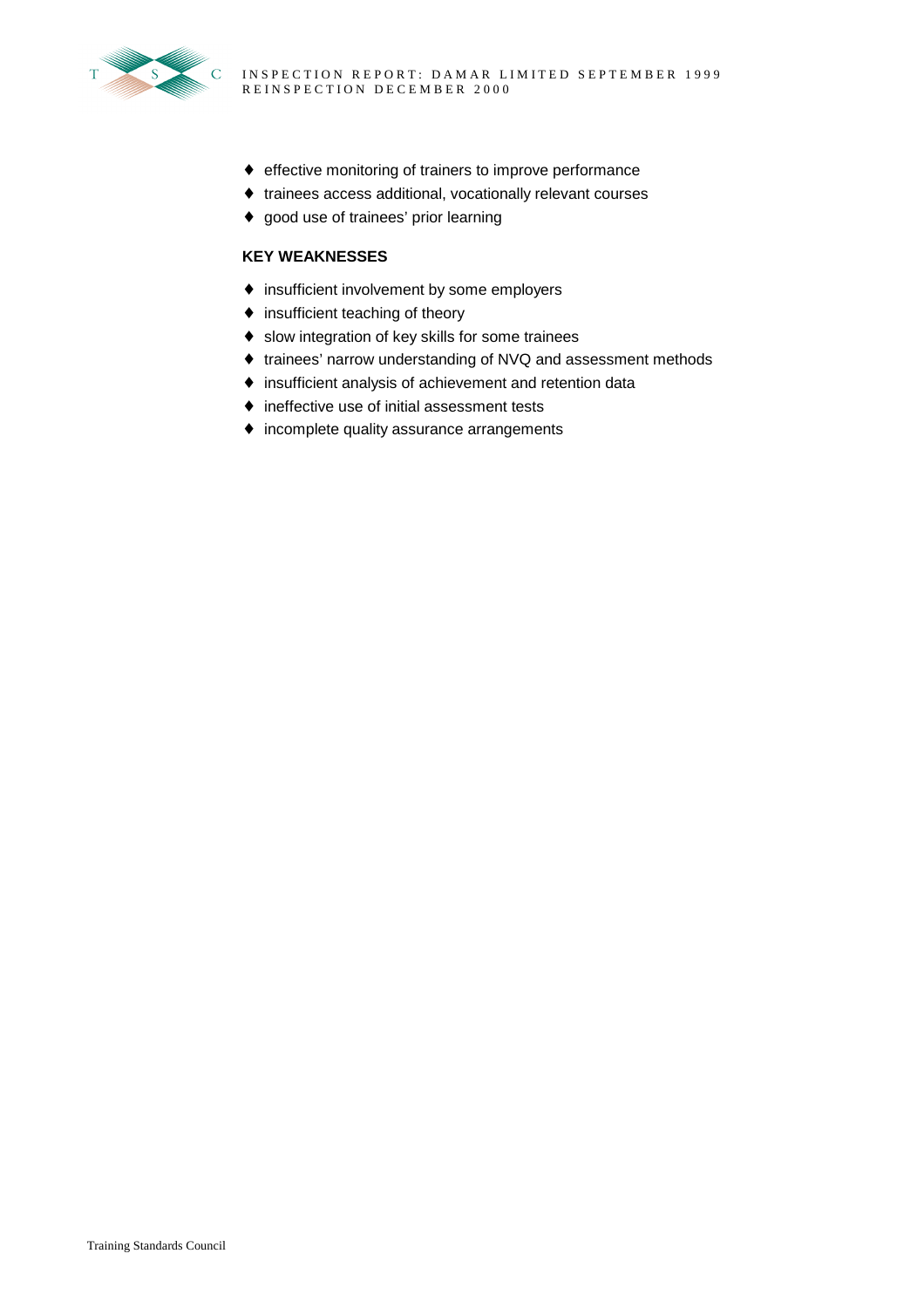- effective monitoring of trainers to improve performance
- trainees access additional, vocationally relevant courses
- good use of trainees' prior learning

**KEY WEAKNESSES**

- insufficient involvement by some employers
- insufficient teaching of theory
- slow integration of key skills for some trainees
- trainees' narrow understanding of NVQ and assessment methods
- insufficient analysis of achievement and retention data
- ineffective use of initial assessment tests
- incomplete quality assurance arrangements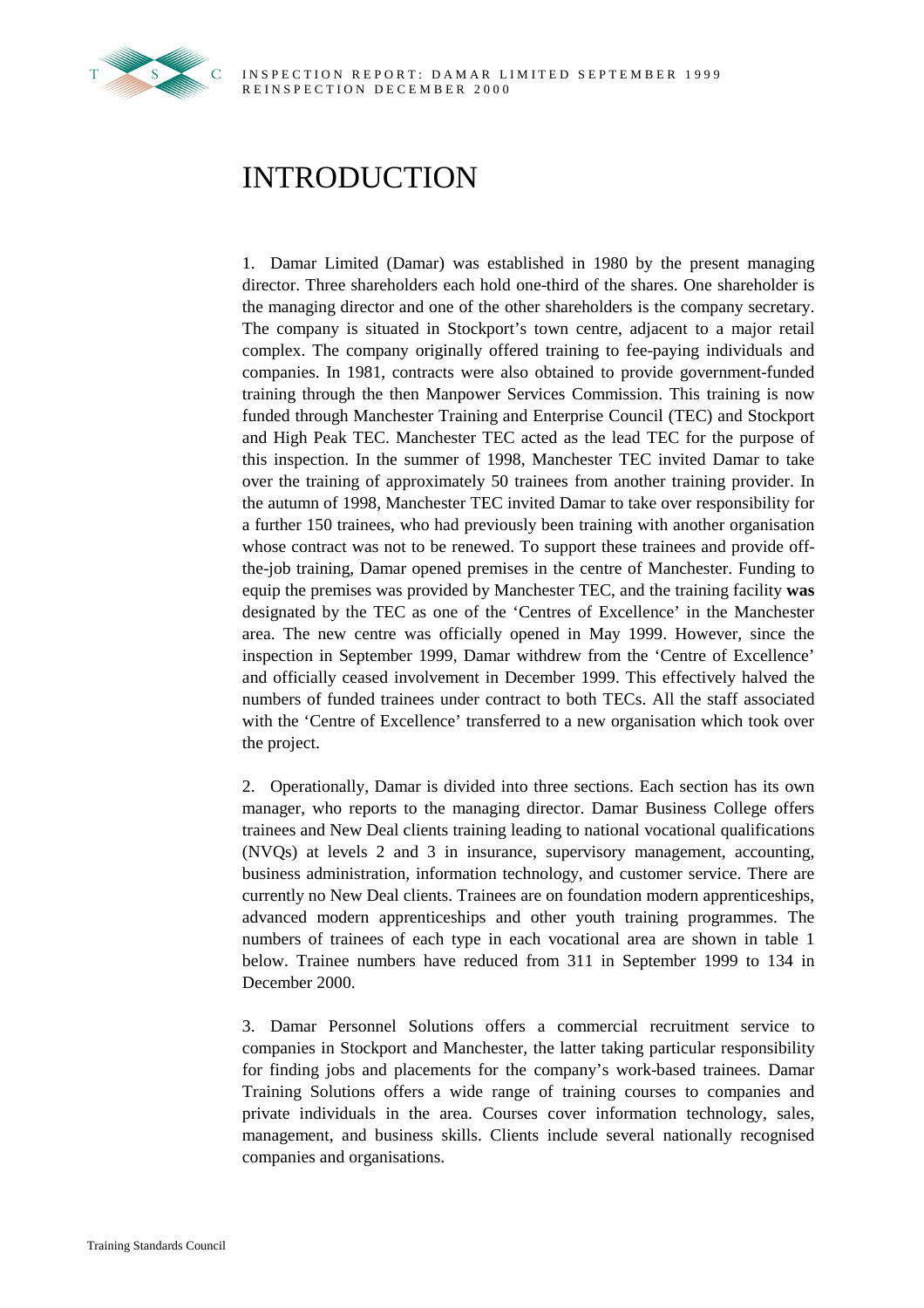# INTRODUCTION

1. Damar Limited (Damar) was established in 1980 by the present managing director. Three shareholders each hold one-third of the shares. One shareholder is the managing director and one of the other shareholders is the company secretary. The company is situated in Stockport's town centre, adjacent to a major retail complex. The company originally offered training to fee-paying individuals and companies. In 1981, contracts were also obtained to provide government-funded training through the then Manpower Services Commission. This training is now funded through Manchester Training and Enterprise Council (TEC) and Stockport and High Peak TEC. Manchester TEC acted as the lead TEC for the purpose of this inspection. In the summer of 1998, Manchester TEC invited Damar to take over the training of approximately 50 trainees from another training provider. In the autumn of 1998, Manchester TEC invited Damar to take over responsibility for a further 150 trainees, who had previously been training with another organisation whose contract was not to be renewed. To support these trainees and provide off-the-job training, Damar opened premises in the centre of Manchester. Funding to equip the premises was provided by Manchester TEC, and the training facility **was** designated by the TEC as one of the 'Centres of Excellence' in the Manchester area. The new centre was officially opened in May 1999. However, since the inspection in September 1999, Damar withdrew from the 'Centre of Excellence' and officially ceased involvement in December 1999. This effectively halved the numbers of funded trainees under contract to both TECs. All the staff associated with the 'Centre of Excellence' transferred to a new organisation which took over the project.

2. Operationally, Damar is divided into three sections. Each section has its own manager, who reports to the managing director. Damar Business College offers trainees and New Deal clients training leading to national vocational qualifications (NVQs) at levels 2 and 3 in insurance, supervisory management, accounting, business administration, information technology, and customer service. There are currently no New Deal clients. Trainees are on foundation modern apprenticeships, advanced modern apprenticeships and other youth training programmes. The numbers of trainees of each type in each vocational area are shown in table 1 below. Trainee numbers have reduced from 311 in September 1999 to 134 in December 2000.

3. Damar Personnel Solutions offers a commercial recruitment service to companies in Stockport and Manchester, the latter taking particular responsibility for finding jobs and placements for the company's work-based trainees. Damar Training Solutions offers a wide range of training courses to companies and private individuals in the area. Courses cover information technology, sales, management, and business skills. Clients include several nationally recognised companies and organisations.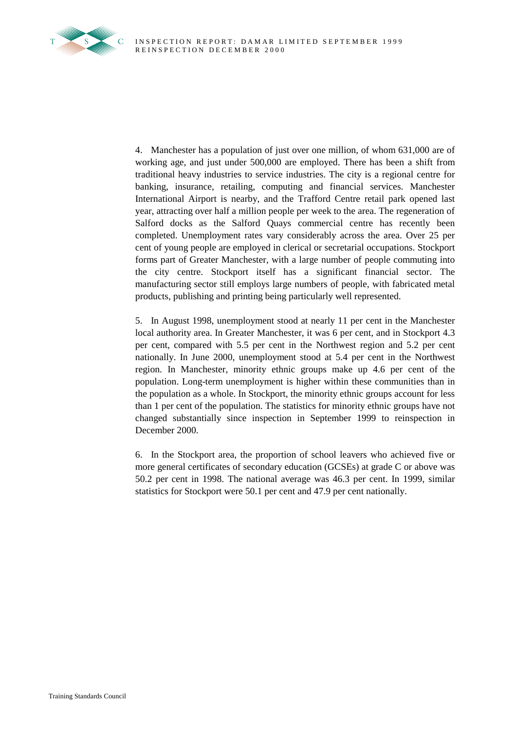4. Manchester has a population of just over one million, of whom 631,000 are of working age, and just under 500,000 are employed. There has been a shift from traditional heavy industries to service industries. The city is a regional centre for banking, insurance, retailing, computing and financial services. Manchester International Airport is nearby, and the Trafford Centre retail park opened last year, attracting over half a million people per week to the area. The regeneration of Salford docks as the Salford Quays commercial centre has recently been completed. Unemployment rates vary considerably across the area. Over 25 per cent of young people are employed in clerical or secretarial occupations. Stockport forms part of Greater Manchester, with a large number of people commuting into the city centre. Stockport itself has a significant financial sector. The manufacturing sector still employs large numbers of people, with fabricated metal products, publishing and printing being particularly well represented.

5. In August 1998, unemployment stood at nearly 11 per cent in the Manchester local authority area. In Greater Manchester, it was 6 per cent, and in Stockport 4.3 per cent, compared with 5.5 per cent in the Northwest region and 5.2 per cent nationally. In June 2000, unemployment stood at 5.4 per cent in the Northwest region. In Manchester, minority ethnic groups make up 4.6 per cent of the population. Long-term unemployment is higher within these communities than in the population as a whole. In Stockport, the minority ethnic groups account for less than 1 per cent of the population. The statistics for minority ethnic groups have not changed substantially since inspection in September 1999 to reinspection in December 2000.

6. In the Stockport area, the proportion of school leavers who achieved five or more general certificates of secondary education (GCSEs) at grade C or above was 50.2 per cent in 1998. The national average was 46.3 per cent. In 1999, similar statistics for Stockport were 50.1 per cent and 47.9 per cent nationally.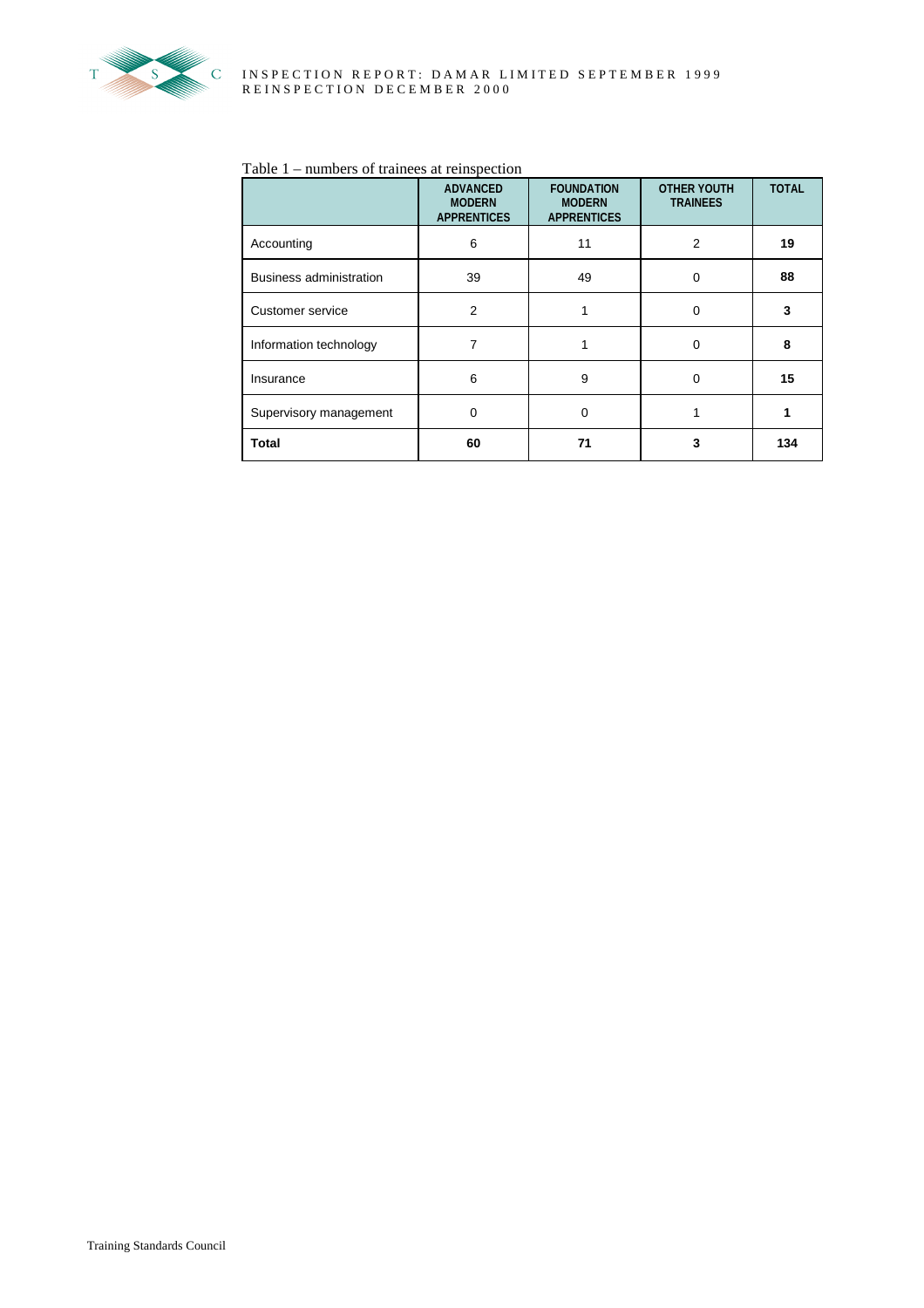Table 1 – numbers of trainees at reinspection

| | ADVANCED MODERN APPRENTICES | FOUNDATION MODERN APPRENTICES | OTHER YOUTH TRAINEES | TOTAL |
|---|---|---|---|---|
| Accounting | 6 | 11 | 2 | **19** |
| Business administration | 39 | 49 | 0 | **88** |
| Customer service | 2 | 1 | 0 | **3** |
| Information technology | 7 | 1 | 0 | **8** |
| Insurance | 6 | 9 | 0 | **15** |
| Supervisory management | 0 | 0 | 1 | **1** |
| **Total** | **60** | **71** | **3** | **134** |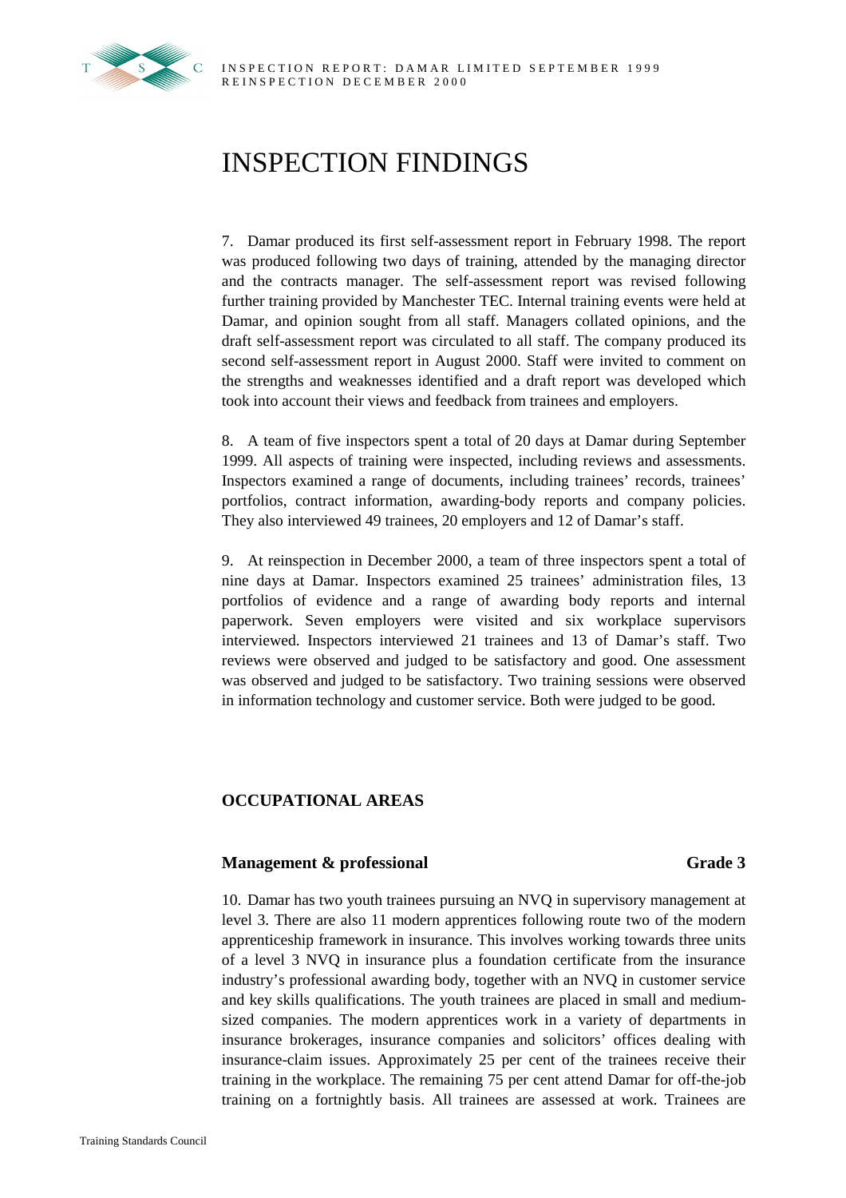# INSPECTION FINDINGS

7. Damar produced its first self-assessment report in February 1998. The report was produced following two days of training, attended by the managing director and the contracts manager. The self-assessment report was revised following further training provided by Manchester TEC. Internal training events were held at Damar, and opinion sought from all staff. Managers collated opinions, and the draft self-assessment report was circulated to all staff. The company produced its second self-assessment report in August 2000. Staff were invited to comment on the strengths and weaknesses identified and a draft report was developed which took into account their views and feedback from trainees and employers.

8. A team of five inspectors spent a total of 20 days at Damar during September 1999. All aspects of training were inspected, including reviews and assessments. Inspectors examined a range of documents, including trainees' records, trainees' portfolios, contract information, awarding-body reports and company policies. They also interviewed 49 trainees, 20 employers and 12 of Damar's staff.

9. At reinspection in December 2000, a team of three inspectors spent a total of nine days at Damar. Inspectors examined 25 trainees' administration files, 13 portfolios of evidence and a range of awarding body reports and internal paperwork. Seven employers were visited and six workplace supervisors interviewed. Inspectors interviewed 21 trainees and 13 of Damar's staff. Two reviews were observed and judged to be satisfactory and good. One assessment was observed and judged to be satisfactory. Two training sessions were observed in information technology and customer service. Both were judged to be good.

## OCCUPATIONAL AREAS

### Management & professional — Grade 3

10. Damar has two youth trainees pursuing an NVQ in supervisory management at level 3. There are also 11 modern apprentices following route two of the modern apprenticeship framework in insurance. This involves working towards three units of a level 3 NVQ in insurance plus a foundation certificate from the insurance industry's professional awarding body, together with an NVQ in customer service and key skills qualifications. The youth trainees are placed in small and medium-sized companies. The modern apprentices work in a variety of departments in insurance brokerages, insurance companies and solicitors' offices dealing with insurance-claim issues. Approximately 25 per cent of the trainees receive their training in the workplace. The remaining 75 per cent attend Damar for off-the-job training on a fortnightly basis. All trainees are assessed at work. Trainees are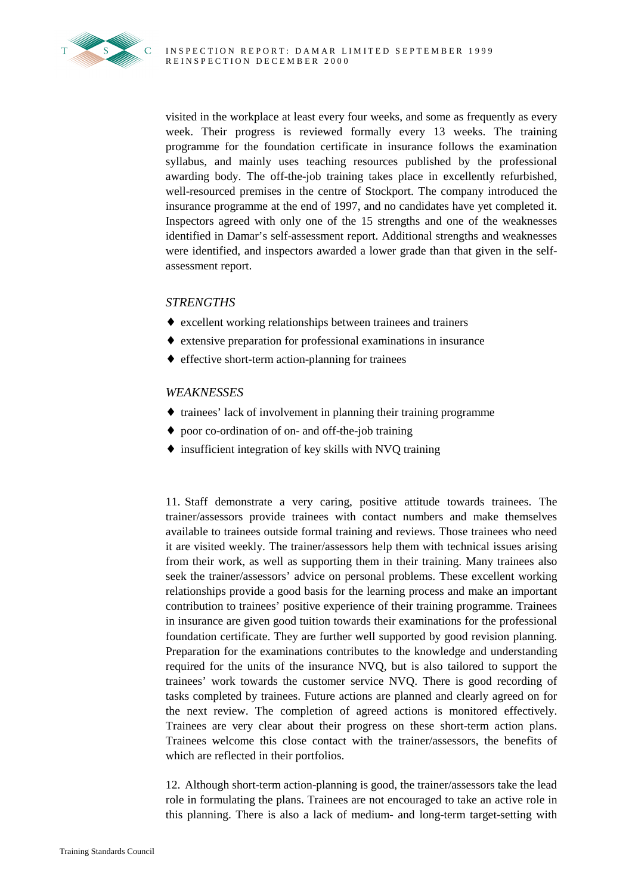visited in the workplace at least every four weeks, and some as frequently as every week. Their progress is reviewed formally every 13 weeks. The training programme for the foundation certificate in insurance follows the examination syllabus, and mainly uses teaching resources published by the professional awarding body. The off-the-job training takes place in excellently refurbished, well-resourced premises in the centre of Stockport. The company introduced the insurance programme at the end of 1997, and no candidates have yet completed it. Inspectors agreed with only one of the 15 strengths and one of the weaknesses identified in Damar's self-assessment report. Additional strengths and weaknesses were identified, and inspectors awarded a lower grade than that given in the self-assessment report.

*STRENGTHS*

- excellent working relationships between trainees and trainers
- extensive preparation for professional examinations in insurance
- effective short-term action-planning for trainees

*WEAKNESSES*

- trainees' lack of involvement in planning their training programme
- poor co-ordination of on- and off-the-job training
- insufficient integration of key skills with NVQ training

11. Staff demonstrate a very caring, positive attitude towards trainees. The trainer/assessors provide trainees with contact numbers and make themselves available to trainees outside formal training and reviews. Those trainees who need it are visited weekly. The trainer/assessors help them with technical issues arising from their work, as well as supporting them in their training. Many trainees also seek the trainer/assessors' advice on personal problems. These excellent working relationships provide a good basis for the learning process and make an important contribution to trainees' positive experience of their training programme. Trainees in insurance are given good tuition towards their examinations for the professional foundation certificate. They are further well supported by good revision planning. Preparation for the examinations contributes to the knowledge and understanding required for the units of the insurance NVQ, but is also tailored to support the trainees' work towards the customer service NVQ. There is good recording of tasks completed by trainees. Future actions are planned and clearly agreed on for the next review. The completion of agreed actions is monitored effectively. Trainees are very clear about their progress on these short-term action plans. Trainees welcome this close contact with the trainer/assessors, the benefits of which are reflected in their portfolios.

12. Although short-term action-planning is good, the trainer/assessors take the lead role in formulating the plans. Trainees are not encouraged to take an active role in this planning. There is also a lack of medium- and long-term target-setting with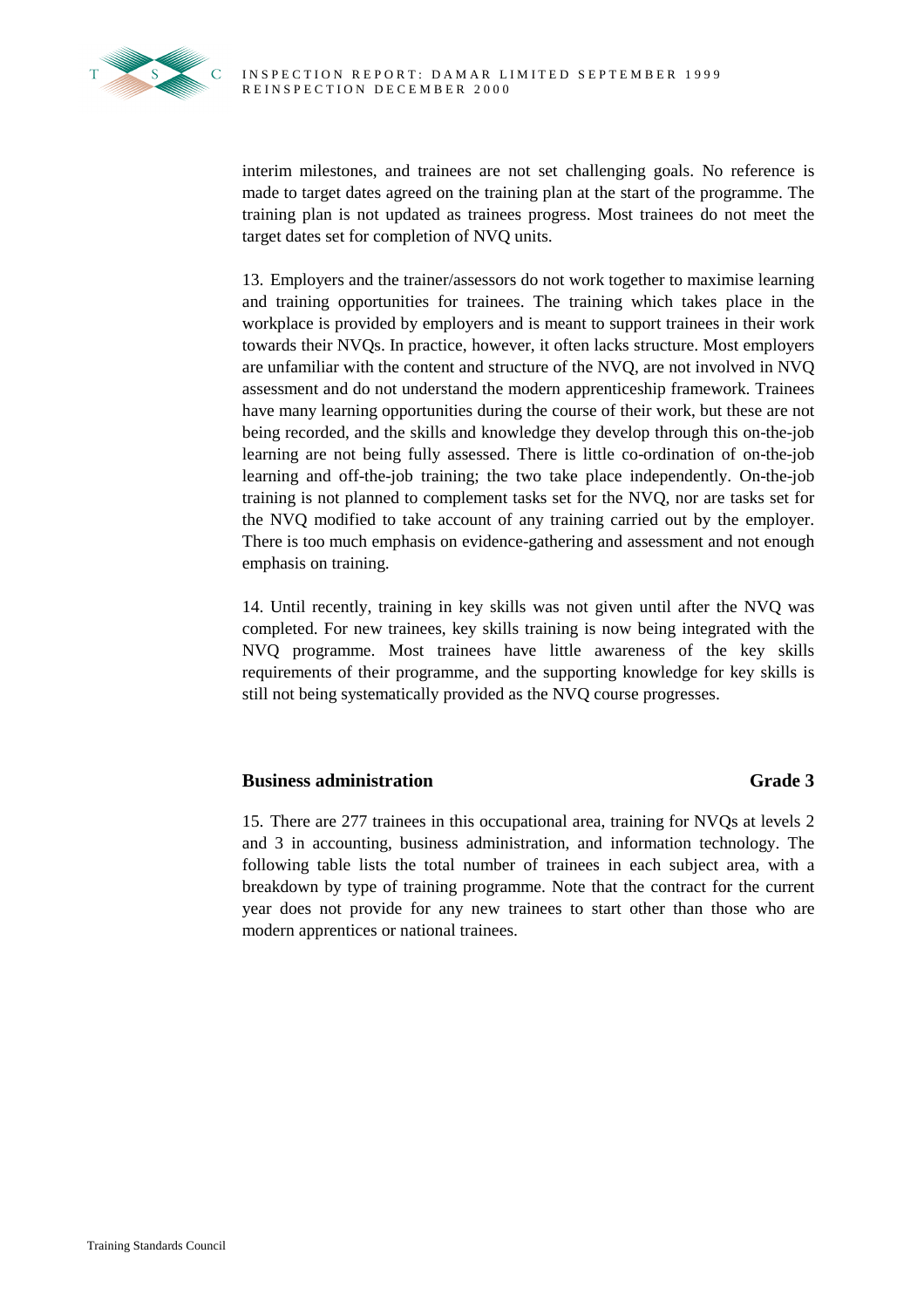interim milestones, and trainees are not set challenging goals. No reference is made to target dates agreed on the training plan at the start of the programme. The training plan is not updated as trainees progress. Most trainees do not meet the target dates set for completion of NVQ units.

13. Employers and the trainer/assessors do not work together to maximise learning and training opportunities for trainees. The training which takes place in the workplace is provided by employers and is meant to support trainees in their work towards their NVQs. In practice, however, it often lacks structure. Most employers are unfamiliar with the content and structure of the NVQ, are not involved in NVQ assessment and do not understand the modern apprenticeship framework. Trainees have many learning opportunities during the course of their work, but these are not being recorded, and the skills and knowledge they develop through this on-the-job learning are not being fully assessed. There is little co-ordination of on-the-job learning and off-the-job training; the two take place independently. On-the-job training is not planned to complement tasks set for the NVQ, nor are tasks set for the NVQ modified to take account of any training carried out by the employer. There is too much emphasis on evidence-gathering and assessment and not enough emphasis on training.

14. Until recently, training in key skills was not given until after the NVQ was completed. For new trainees, key skills training is now being integrated with the NVQ programme. Most trainees have little awareness of the key skills requirements of their programme, and the supporting knowledge for key skills is still not being systematically provided as the NVQ course progresses.

### Business administration — Grade 3

15. There are 277 trainees in this occupational area, training for NVQs at levels 2 and 3 in accounting, business administration, and information technology. The following table lists the total number of trainees in each subject area, with a breakdown by type of training programme. Note that the contract for the current year does not provide for any new trainees to start other than those who are modern apprentices or national trainees.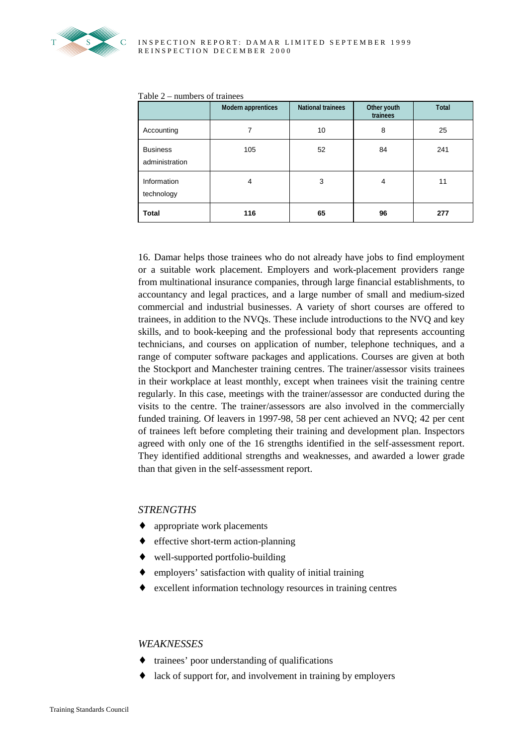Table 2 – numbers of trainees

| | Modern apprentices | National trainees | Other youth trainees | Total |
|---|---|---|---|---|
| Accounting | 7 | 10 | 8 | 25 |
| Business administration | 105 | 52 | 84 | 241 |
| Information technology | 4 | 3 | 4 | 11 |
| **Total** | **116** | **65** | **96** | **277** |

16. Damar helps those trainees who do not already have jobs to find employment or a suitable work placement. Employers and work-placement providers range from multinational insurance companies, through large financial establishments, to accountancy and legal practices, and a large number of small and medium-sized commercial and industrial businesses. A variety of short courses are offered to trainees, in addition to the NVQs. These include introductions to the NVQ and key skills, and to book-keeping and the professional body that represents accounting technicians, and courses on application of number, telephone techniques, and a range of computer software packages and applications. Courses are given at both the Stockport and Manchester training centres. The trainer/assessor visits trainees in their workplace at least monthly, except when trainees visit the training centre regularly. In this case, meetings with the trainer/assessor are conducted during the visits to the centre. The trainer/assessors are also involved in the commercially funded training. Of leavers in 1997-98, 58 per cent achieved an NVQ; 42 per cent of trainees left before completing their training and development plan. Inspectors agreed with only one of the 16 strengths identified in the self-assessment report. They identified additional strengths and weaknesses, and awarded a lower grade than that given in the self-assessment report.

*STRENGTHS*

- appropriate work placements
- effective short-term action-planning
- well-supported portfolio-building
- employers' satisfaction with quality of initial training
- excellent information technology resources in training centres

*WEAKNESSES*

- trainees' poor understanding of qualifications
- lack of support for, and involvement in training by employers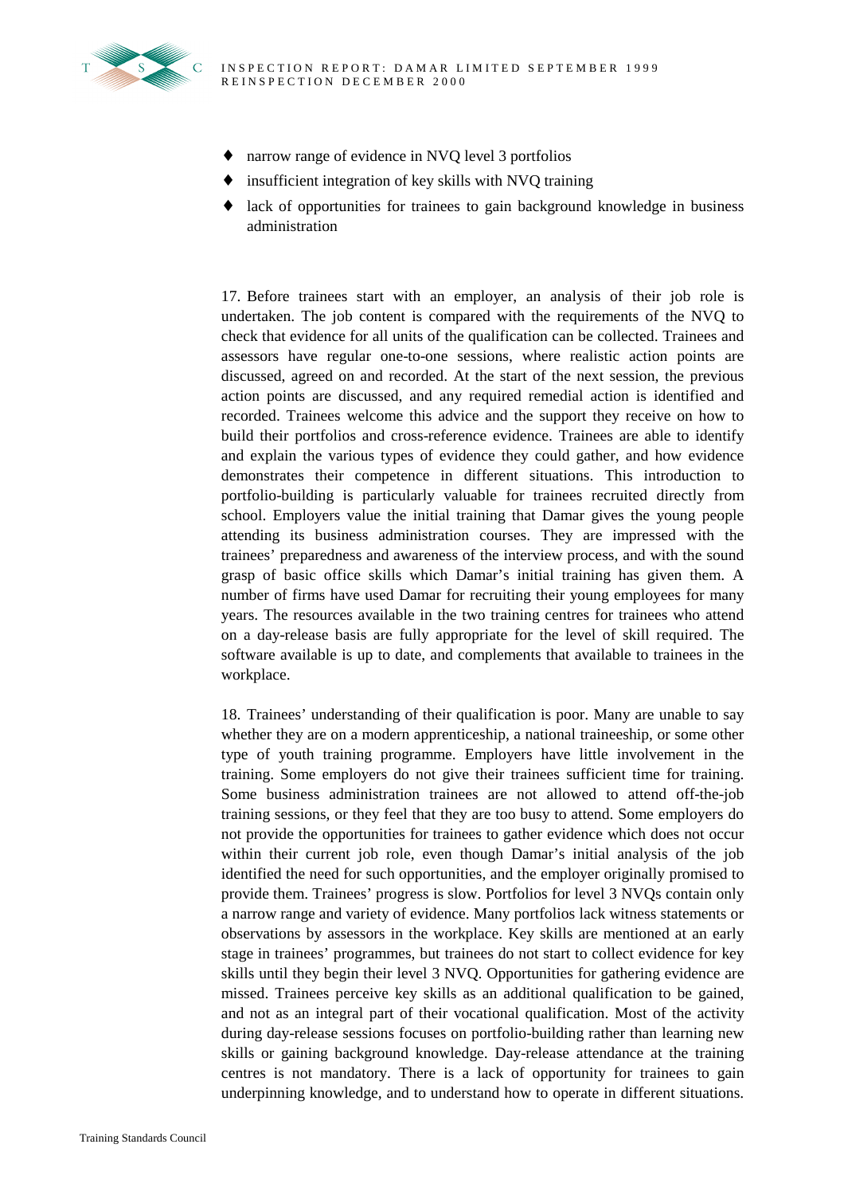- narrow range of evidence in NVQ level 3 portfolios
- insufficient integration of key skills with NVQ training
- lack of opportunities for trainees to gain background knowledge in business administration

17. Before trainees start with an employer, an analysis of their job role is undertaken. The job content is compared with the requirements of the NVQ to check that evidence for all units of the qualification can be collected. Trainees and assessors have regular one-to-one sessions, where realistic action points are discussed, agreed on and recorded. At the start of the next session, the previous action points are discussed, and any required remedial action is identified and recorded. Trainees welcome this advice and the support they receive on how to build their portfolios and cross-reference evidence. Trainees are able to identify and explain the various types of evidence they could gather, and how evidence demonstrates their competence in different situations. This introduction to portfolio-building is particularly valuable for trainees recruited directly from school. Employers value the initial training that Damar gives the young people attending its business administration courses. They are impressed with the trainees' preparedness and awareness of the interview process, and with the sound grasp of basic office skills which Damar's initial training has given them. A number of firms have used Damar for recruiting their young employees for many years. The resources available in the two training centres for trainees who attend on a day-release basis are fully appropriate for the level of skill required. The software available is up to date, and complements that available to trainees in the workplace.

18. Trainees' understanding of their qualification is poor. Many are unable to say whether they are on a modern apprenticeship, a national traineeship, or some other type of youth training programme. Employers have little involvement in the training. Some employers do not give their trainees sufficient time for training. Some business administration trainees are not allowed to attend off-the-job training sessions, or they feel that they are too busy to attend. Some employers do not provide the opportunities for trainees to gather evidence which does not occur within their current job role, even though Damar's initial analysis of the job identified the need for such opportunities, and the employer originally promised to provide them. Trainees' progress is slow. Portfolios for level 3 NVQs contain only a narrow range and variety of evidence. Many portfolios lack witness statements or observations by assessors in the workplace. Key skills are mentioned at an early stage in trainees' programmes, but trainees do not start to collect evidence for key skills until they begin their level 3 NVQ. Opportunities for gathering evidence are missed. Trainees perceive key skills as an additional qualification to be gained, and not as an integral part of their vocational qualification. Most of the activity during day-release sessions focuses on portfolio-building rather than learning new skills or gaining background knowledge. Day-release attendance at the training centres is not mandatory. There is a lack of opportunity for trainees to gain underpinning knowledge, and to understand how to operate in different situations.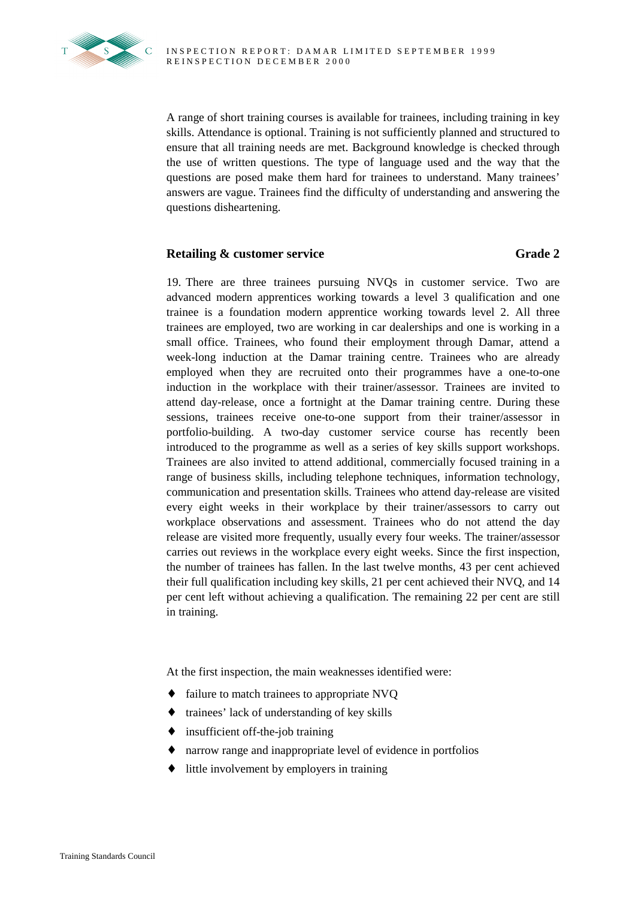A range of short training courses is available for trainees, including training in key skills. Attendance is optional. Training is not sufficiently planned and structured to ensure that all training needs are met. Background knowledge is checked through the use of written questions. The type of language used and the way that the questions are posed make them hard for trainees to understand. Many trainees' answers are vague. Trainees find the difficulty of understanding and answering the questions disheartening.

### Retailing & customer service — Grade 2

19. There are three trainees pursuing NVQs in customer service. Two are advanced modern apprentices working towards a level 3 qualification and one trainee is a foundation modern apprentice working towards level 2. All three trainees are employed, two are working in car dealerships and one is working in a small office. Trainees, who found their employment through Damar, attend a week-long induction at the Damar training centre. Trainees who are already employed when they are recruited onto their programmes have a one-to-one induction in the workplace with their trainer/assessor. Trainees are invited to attend day-release, once a fortnight at the Damar training centre. During these sessions, trainees receive one-to-one support from their trainer/assessor in portfolio-building. A two-day customer service course has recently been introduced to the programme as well as a series of key skills support workshops. Trainees are also invited to attend additional, commercially focused training in a range of business skills, including telephone techniques, information technology, communication and presentation skills. Trainees who attend day-release are visited every eight weeks in their workplace by their trainer/assessors to carry out workplace observations and assessment. Trainees who do not attend the day release are visited more frequently, usually every four weeks. The trainer/assessor carries out reviews in the workplace every eight weeks. Since the first inspection, the number of trainees has fallen. In the last twelve months, 43 per cent achieved their full qualification including key skills, 21 per cent achieved their NVQ, and 14 per cent left without achieving a qualification. The remaining 22 per cent are still in training.

At the first inspection, the main weaknesses identified were:

- failure to match trainees to appropriate NVQ
- trainees' lack of understanding of key skills
- insufficient off-the-job training
- narrow range and inappropriate level of evidence in portfolios
- little involvement by employers in training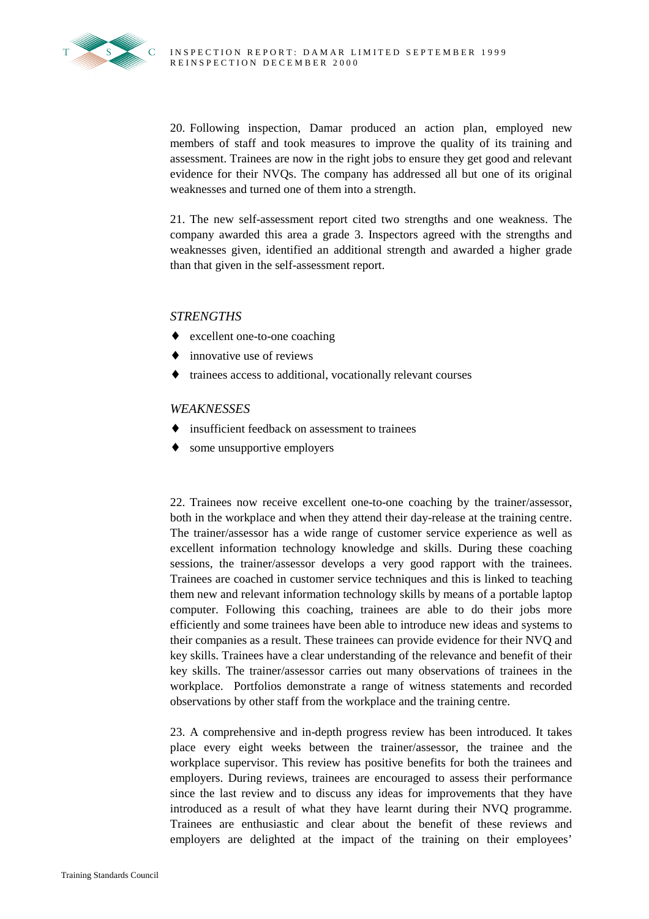20. Following inspection, Damar produced an action plan, employed new members of staff and took measures to improve the quality of its training and assessment. Trainees are now in the right jobs to ensure they get good and relevant evidence for their NVQs. The company has addressed all but one of its original weaknesses and turned one of them into a strength.

21. The new self-assessment report cited two strengths and one weakness. The company awarded this area a grade 3. Inspectors agreed with the strengths and weaknesses given, identified an additional strength and awarded a higher grade than that given in the self-assessment report.

*STRENGTHS*

- excellent one-to-one coaching
- innovative use of reviews
- trainees access to additional, vocationally relevant courses

*WEAKNESSES*

- insufficient feedback on assessment to trainees
- some unsupportive employers

22. Trainees now receive excellent one-to-one coaching by the trainer/assessor, both in the workplace and when they attend their day-release at the training centre. The trainer/assessor has a wide range of customer service experience as well as excellent information technology knowledge and skills. During these coaching sessions, the trainer/assessor develops a very good rapport with the trainees. Trainees are coached in customer service techniques and this is linked to teaching them new and relevant information technology skills by means of a portable laptop computer. Following this coaching, trainees are able to do their jobs more efficiently and some trainees have been able to introduce new ideas and systems to their companies as a result. These trainees can provide evidence for their NVQ and key skills. Trainees have a clear understanding of the relevance and benefit of their key skills. The trainer/assessor carries out many observations of trainees in the workplace. Portfolios demonstrate a range of witness statements and recorded observations by other staff from the workplace and the training centre.

23. A comprehensive and in-depth progress review has been introduced. It takes place every eight weeks between the trainer/assessor, the trainee and the workplace supervisor. This review has positive benefits for both the trainees and employers. During reviews, trainees are encouraged to assess their performance since the last review and to discuss any ideas for improvements that they have introduced as a result of what they have learnt during their NVQ programme. Trainees are enthusiastic and clear about the benefit of these reviews and employers are delighted at the impact of the training on their employees'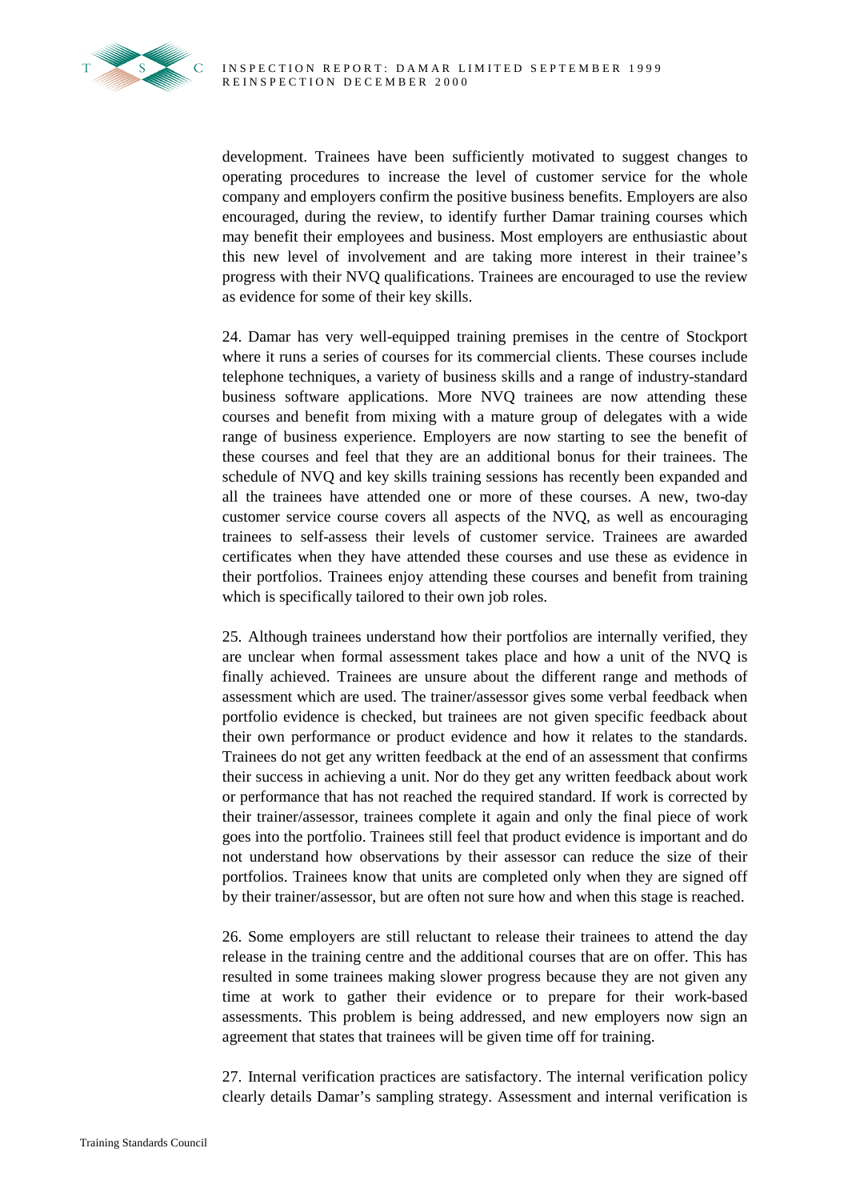development. Trainees have been sufficiently motivated to suggest changes to operating procedures to increase the level of customer service for the whole company and employers confirm the positive business benefits. Employers are also encouraged, during the review, to identify further Damar training courses which may benefit their employees and business. Most employers are enthusiastic about this new level of involvement and are taking more interest in their trainee's progress with their NVQ qualifications. Trainees are encouraged to use the review as evidence for some of their key skills.

24. Damar has very well-equipped training premises in the centre of Stockport where it runs a series of courses for its commercial clients. These courses include telephone techniques, a variety of business skills and a range of industry-standard business software applications. More NVQ trainees are now attending these courses and benefit from mixing with a mature group of delegates with a wide range of business experience. Employers are now starting to see the benefit of these courses and feel that they are an additional bonus for their trainees. The schedule of NVQ and key skills training sessions has recently been expanded and all the trainees have attended one or more of these courses. A new, two-day customer service course covers all aspects of the NVQ, as well as encouraging trainees to self-assess their levels of customer service. Trainees are awarded certificates when they have attended these courses and use these as evidence in their portfolios. Trainees enjoy attending these courses and benefit from training which is specifically tailored to their own job roles.

25. Although trainees understand how their portfolios are internally verified, they are unclear when formal assessment takes place and how a unit of the NVQ is finally achieved. Trainees are unsure about the different range and methods of assessment which are used. The trainer/assessor gives some verbal feedback when portfolio evidence is checked, but trainees are not given specific feedback about their own performance or product evidence and how it relates to the standards. Trainees do not get any written feedback at the end of an assessment that confirms their success in achieving a unit. Nor do they get any written feedback about work or performance that has not reached the required standard. If work is corrected by their trainer/assessor, trainees complete it again and only the final piece of work goes into the portfolio. Trainees still feel that product evidence is important and do not understand how observations by their assessor can reduce the size of their portfolios. Trainees know that units are completed only when they are signed off by their trainer/assessor, but are often not sure how and when this stage is reached.

26. Some employers are still reluctant to release their trainees to attend the day release in the training centre and the additional courses that are on offer. This has resulted in some trainees making slower progress because they are not given any time at work to gather their evidence or to prepare for their work-based assessments. This problem is being addressed, and new employers now sign an agreement that states that trainees will be given time off for training.

27. Internal verification practices are satisfactory. The internal verification policy clearly details Damar's sampling strategy. Assessment and internal verification is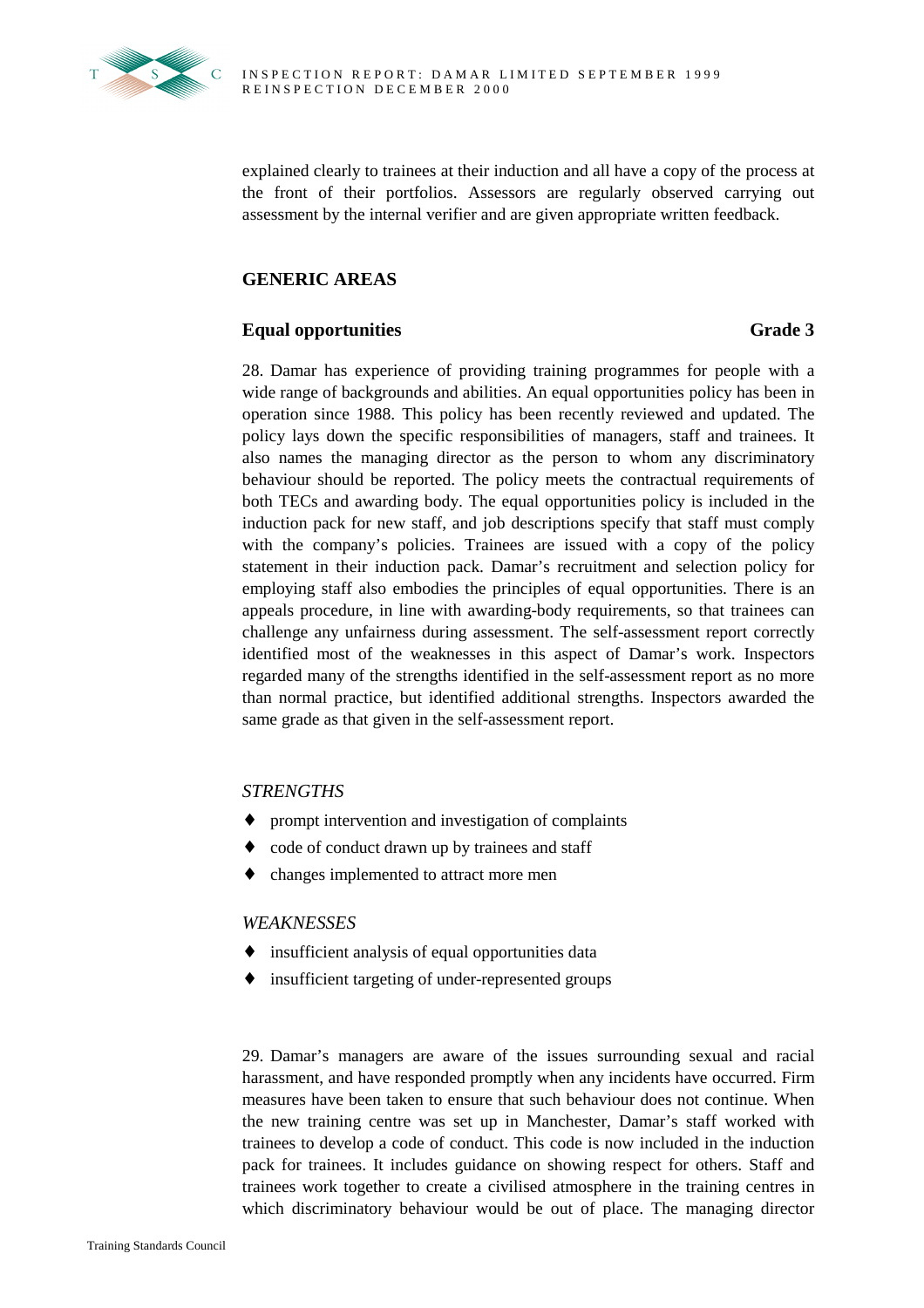explained clearly to trainees at their induction and all have a copy of the process at the front of their portfolios. Assessors are regularly observed carrying out assessment by the internal verifier and are given appropriate written feedback.

## GENERIC AREAS

### Equal opportunities — Grade 3

28. Damar has experience of providing training programmes for people with a wide range of backgrounds and abilities. An equal opportunities policy has been in operation since 1988. This policy has been recently reviewed and updated. The policy lays down the specific responsibilities of managers, staff and trainees. It also names the managing director as the person to whom any discriminatory behaviour should be reported. The policy meets the contractual requirements of both TECs and awarding body. The equal opportunities policy is included in the induction pack for new staff, and job descriptions specify that staff must comply with the company's policies. Trainees are issued with a copy of the policy statement in their induction pack. Damar's recruitment and selection policy for employing staff also embodies the principles of equal opportunities. There is an appeals procedure, in line with awarding-body requirements, so that trainees can challenge any unfairness during assessment. The self-assessment report correctly identified most of the weaknesses in this aspect of Damar's work. Inspectors regarded many of the strengths identified in the self-assessment report as no more than normal practice, but identified additional strengths. Inspectors awarded the same grade as that given in the self-assessment report.

*STRENGTHS*

- prompt intervention and investigation of complaints
- code of conduct drawn up by trainees and staff
- changes implemented to attract more men

*WEAKNESSES*

- insufficient analysis of equal opportunities data
- insufficient targeting of under-represented groups

29. Damar's managers are aware of the issues surrounding sexual and racial harassment, and have responded promptly when any incidents have occurred. Firm measures have been taken to ensure that such behaviour does not continue. When the new training centre was set up in Manchester, Damar's staff worked with trainees to develop a code of conduct. This code is now included in the induction pack for trainees. It includes guidance on showing respect for others. Staff and trainees work together to create a civilised atmosphere in the training centres in which discriminatory behaviour would be out of place. The managing director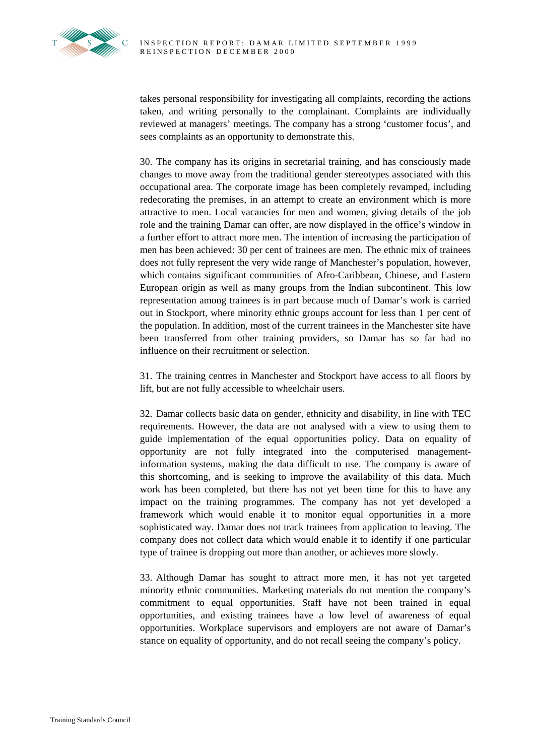takes personal responsibility for investigating all complaints, recording the actions taken, and writing personally to the complainant. Complaints are individually reviewed at managers' meetings. The company has a strong 'customer focus', and sees complaints as an opportunity to demonstrate this.

30. The company has its origins in secretarial training, and has consciously made changes to move away from the traditional gender stereotypes associated with this occupational area. The corporate image has been completely revamped, including redecorating the premises, in an attempt to create an environment which is more attractive to men. Local vacancies for men and women, giving details of the job role and the training Damar can offer, are now displayed in the office's window in a further effort to attract more men. The intention of increasing the participation of men has been achieved: 30 per cent of trainees are men. The ethnic mix of trainees does not fully represent the very wide range of Manchester's population, however, which contains significant communities of Afro-Caribbean, Chinese, and Eastern European origin as well as many groups from the Indian subcontinent. This low representation among trainees is in part because much of Damar's work is carried out in Stockport, where minority ethnic groups account for less than 1 per cent of the population. In addition, most of the current trainees in the Manchester site have been transferred from other training providers, so Damar has so far had no influence on their recruitment or selection.

31. The training centres in Manchester and Stockport have access to all floors by lift, but are not fully accessible to wheelchair users.

32. Damar collects basic data on gender, ethnicity and disability, in line with TEC requirements. However, the data are not analysed with a view to using them to guide implementation of the equal opportunities policy. Data on equality of opportunity are not fully integrated into the computerised management-information systems, making the data difficult to use. The company is aware of this shortcoming, and is seeking to improve the availability of this data. Much work has been completed, but there has not yet been time for this to have any impact on the training programmes. The company has not yet developed a framework which would enable it to monitor equal opportunities in a more sophisticated way. Damar does not track trainees from application to leaving. The company does not collect data which would enable it to identify if one particular type of trainee is dropping out more than another, or achieves more slowly.

33. Although Damar has sought to attract more men, it has not yet targeted minority ethnic communities. Marketing materials do not mention the company's commitment to equal opportunities. Staff have not been trained in equal opportunities, and existing trainees have a low level of awareness of equal opportunities. Workplace supervisors and employers are not aware of Damar's stance on equality of opportunity, and do not recall seeing the company's policy.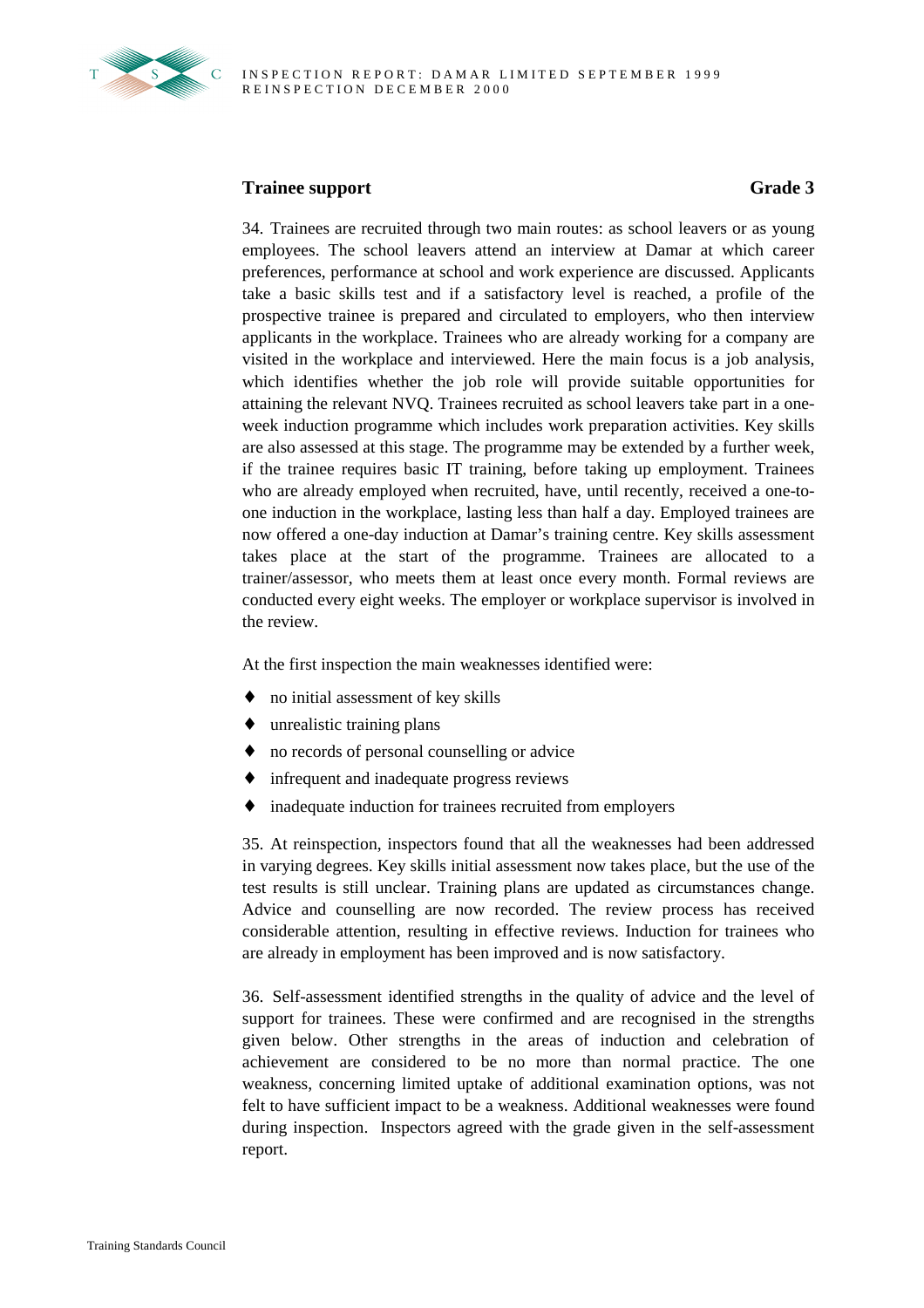### Trainee support **Grade 3**

34. Trainees are recruited through two main routes: as school leavers or as young employees. The school leavers attend an interview at Damar at which career preferences, performance at school and work experience are discussed. Applicants take a basic skills test and if a satisfactory level is reached, a profile of the prospective trainee is prepared and circulated to employers, who then interview applicants in the workplace. Trainees who are already working for a company are visited in the workplace and interviewed. Here the main focus is a job analysis, which identifies whether the job role will provide suitable opportunities for attaining the relevant NVQ. Trainees recruited as school leavers take part in a one-week induction programme which includes work preparation activities. Key skills are also assessed at this stage. The programme may be extended by a further week, if the trainee requires basic IT training, before taking up employment. Trainees who are already employed when recruited, have, until recently, received a one-to-one induction in the workplace, lasting less than half a day. Employed trainees are now offered a one-day induction at Damar's training centre. Key skills assessment takes place at the start of the programme. Trainees are allocated to a trainer/assessor, who meets them at least once every month. Formal reviews are conducted every eight weeks. The employer or workplace supervisor is involved in the review.

At the first inspection the main weaknesses identified were:

- no initial assessment of key skills
- unrealistic training plans
- no records of personal counselling or advice
- infrequent and inadequate progress reviews
- inadequate induction for trainees recruited from employers

35. At reinspection, inspectors found that all the weaknesses had been addressed in varying degrees. Key skills initial assessment now takes place, but the use of the test results is still unclear. Training plans are updated as circumstances change. Advice and counselling are now recorded. The review process has received considerable attention, resulting in effective reviews. Induction for trainees who are already in employment has been improved and is now satisfactory.

36. Self-assessment identified strengths in the quality of advice and the level of support for trainees. These were confirmed and are recognised in the strengths given below. Other strengths in the areas of induction and celebration of achievement are considered to be no more than normal practice. The one weakness, concerning limited uptake of additional examination options, was not felt to have sufficient impact to be a weakness. Additional weaknesses were found during inspection. Inspectors agreed with the grade given in the self-assessment report.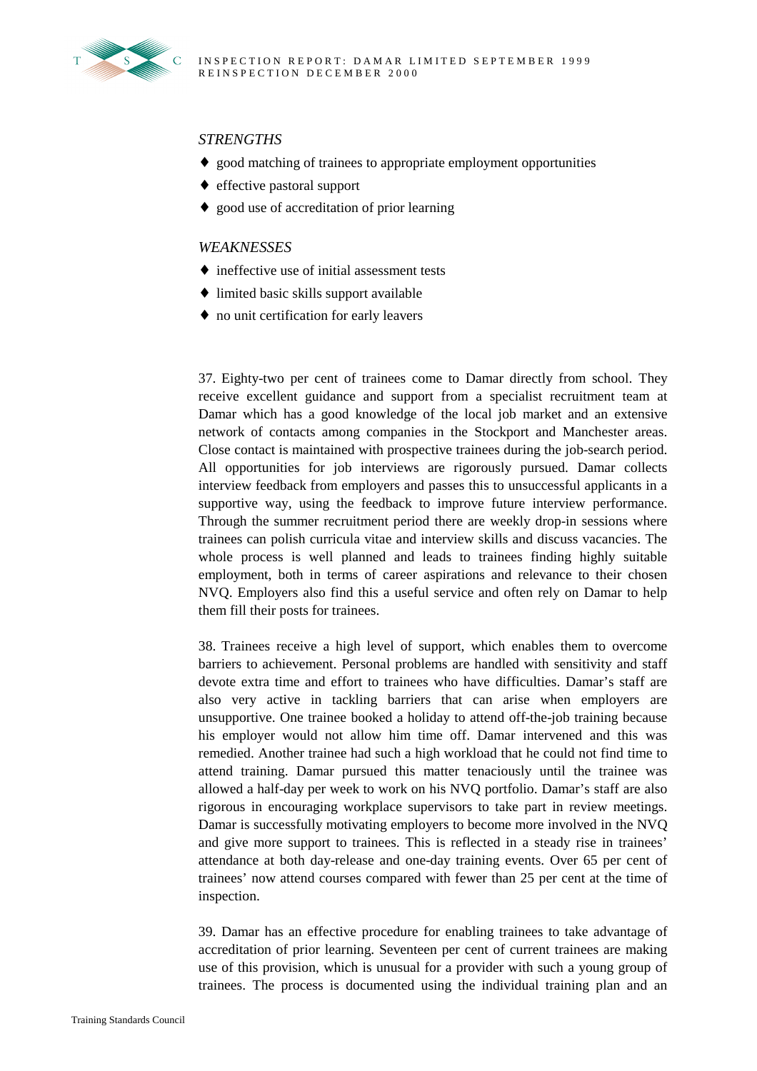*STRENGTHS*

- good matching of trainees to appropriate employment opportunities
- effective pastoral support
- good use of accreditation of prior learning

*WEAKNESSES*

- ineffective use of initial assessment tests
- limited basic skills support available
- no unit certification for early leavers

37. Eighty-two per cent of trainees come to Damar directly from school. They receive excellent guidance and support from a specialist recruitment team at Damar which has a good knowledge of the local job market and an extensive network of contacts among companies in the Stockport and Manchester areas. Close contact is maintained with prospective trainees during the job-search period. All opportunities for job interviews are rigorously pursued. Damar collects interview feedback from employers and passes this to unsuccessful applicants in a supportive way, using the feedback to improve future interview performance. Through the summer recruitment period there are weekly drop-in sessions where trainees can polish curricula vitae and interview skills and discuss vacancies. The whole process is well planned and leads to trainees finding highly suitable employment, both in terms of career aspirations and relevance to their chosen NVQ. Employers also find this a useful service and often rely on Damar to help them fill their posts for trainees.

38. Trainees receive a high level of support, which enables them to overcome barriers to achievement. Personal problems are handled with sensitivity and staff devote extra time and effort to trainees who have difficulties. Damar's staff are also very active in tackling barriers that can arise when employers are unsupportive. One trainee booked a holiday to attend off-the-job training because his employer would not allow him time off. Damar intervened and this was remedied. Another trainee had such a high workload that he could not find time to attend training. Damar pursued this matter tenaciously until the trainee was allowed a half-day per week to work on his NVQ portfolio. Damar's staff are also rigorous in encouraging workplace supervisors to take part in review meetings. Damar is successfully motivating employers to become more involved in the NVQ and give more support to trainees. This is reflected in a steady rise in trainees' attendance at both day-release and one-day training events. Over 65 per cent of trainees' now attend courses compared with fewer than 25 per cent at the time of inspection.

39. Damar has an effective procedure for enabling trainees to take advantage of accreditation of prior learning. Seventeen per cent of current trainees are making use of this provision, which is unusual for a provider with such a young group of trainees. The process is documented using the individual training plan and an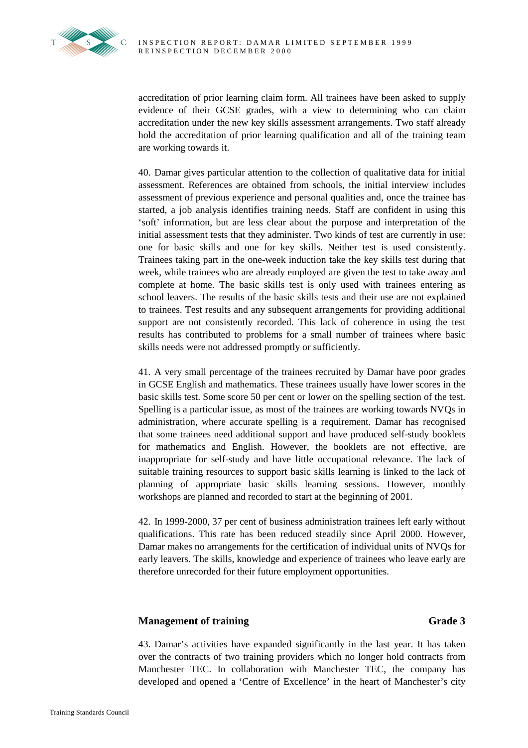accreditation of prior learning claim form. All trainees have been asked to supply evidence of their GCSE grades, with a view to determining who can claim accreditation under the new key skills assessment arrangements. Two staff already hold the accreditation of prior learning qualification and all of the training team are working towards it.

40. Damar gives particular attention to the collection of qualitative data for initial assessment. References are obtained from schools, the initial interview includes assessment of previous experience and personal qualities and, once the trainee has started, a job analysis identifies training needs. Staff are confident in using this 'soft' information, but are less clear about the purpose and interpretation of the initial assessment tests that they administer. Two kinds of test are currently in use: one for basic skills and one for key skills. Neither test is used consistently. Trainees taking part in the one-week induction take the key skills test during that week, while trainees who are already employed are given the test to take away and complete at home. The basic skills test is only used with trainees entering as school leavers. The results of the basic skills tests and their use are not explained to trainees. Test results and any subsequent arrangements for providing additional support are not consistently recorded. This lack of coherence in using the test results has contributed to problems for a small number of trainees where basic skills needs were not addressed promptly or sufficiently.

41. A very small percentage of the trainees recruited by Damar have poor grades in GCSE English and mathematics. These trainees usually have lower scores in the basic skills test. Some score 50 per cent or lower on the spelling section of the test. Spelling is a particular issue, as most of the trainees are working towards NVQs in administration, where accurate spelling is a requirement. Damar has recognised that some trainees need additional support and have produced self-study booklets for mathematics and English. However, the booklets are not effective, are inappropriate for self-study and have little occupational relevance. The lack of suitable training resources to support basic skills learning is linked to the lack of planning of appropriate basic skills learning sessions. However, monthly workshops are planned and recorded to start at the beginning of 2001.

42. In 1999-2000, 37 per cent of business administration trainees left early without qualifications. This rate has been reduced steadily since April 2000. However, Damar makes no arrangements for the certification of individual units of NVQs for early leavers. The skills, knowledge and experience of trainees who leave early are therefore unrecorded for their future employment opportunities.

### Management of training — Grade 3

43. Damar's activities have expanded significantly in the last year. It has taken over the contracts of two training providers which no longer hold contracts from Manchester TEC. In collaboration with Manchester TEC, the company has developed and opened a 'Centre of Excellence' in the heart of Manchester's city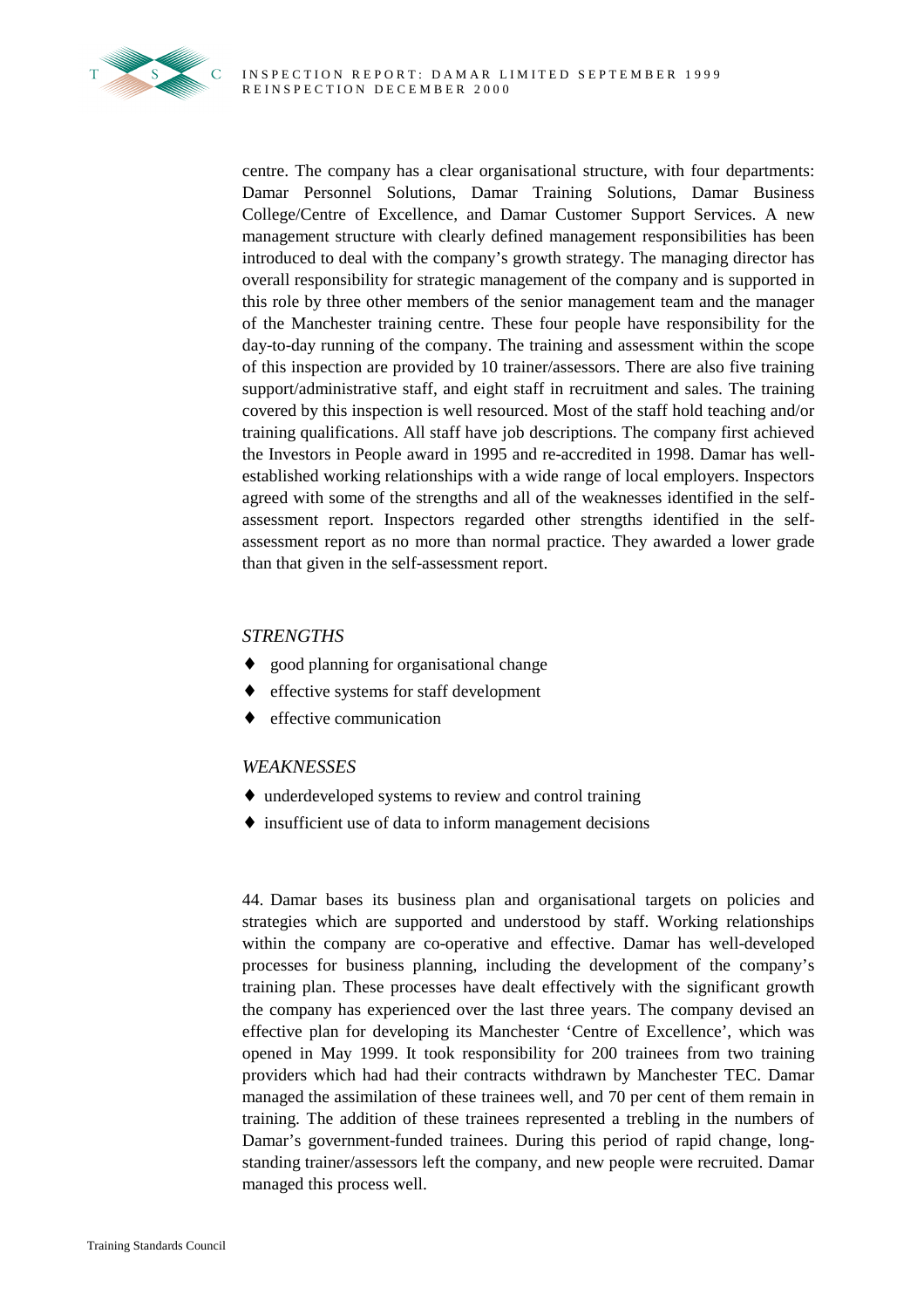centre. The company has a clear organisational structure, with four departments: Damar Personnel Solutions, Damar Training Solutions, Damar Business College/Centre of Excellence, and Damar Customer Support Services. A new management structure with clearly defined management responsibilities has been introduced to deal with the company's growth strategy. The managing director has overall responsibility for strategic management of the company and is supported in this role by three other members of the senior management team and the manager of the Manchester training centre. These four people have responsibility for the day-to-day running of the company. The training and assessment within the scope of this inspection are provided by 10 trainer/assessors. There are also five training support/administrative staff, and eight staff in recruitment and sales. The training covered by this inspection is well resourced. Most of the staff hold teaching and/or training qualifications. All staff have job descriptions. The company first achieved the Investors in People award in 1995 and re-accredited in 1998. Damar has well-established working relationships with a wide range of local employers. Inspectors agreed with some of the strengths and all of the weaknesses identified in the self-assessment report. Inspectors regarded other strengths identified in the self-assessment report as no more than normal practice. They awarded a lower grade than that given in the self-assessment report.

*STRENGTHS*

- good planning for organisational change
- effective systems for staff development
- effective communication

*WEAKNESSES*

- underdeveloped systems to review and control training
- insufficient use of data to inform management decisions

44. Damar bases its business plan and organisational targets on policies and strategies which are supported and understood by staff. Working relationships within the company are co-operative and effective. Damar has well-developed processes for business planning, including the development of the company's training plan. These processes have dealt effectively with the significant growth the company has experienced over the last three years. The company devised an effective plan for developing its Manchester 'Centre of Excellence', which was opened in May 1999. It took responsibility for 200 trainees from two training providers which had had their contracts withdrawn by Manchester TEC. Damar managed the assimilation of these trainees well, and 70 per cent of them remain in training. The addition of these trainees represented a trebling in the numbers of Damar's government-funded trainees. During this period of rapid change, long-standing trainer/assessors left the company, and new people were recruited. Damar managed this process well.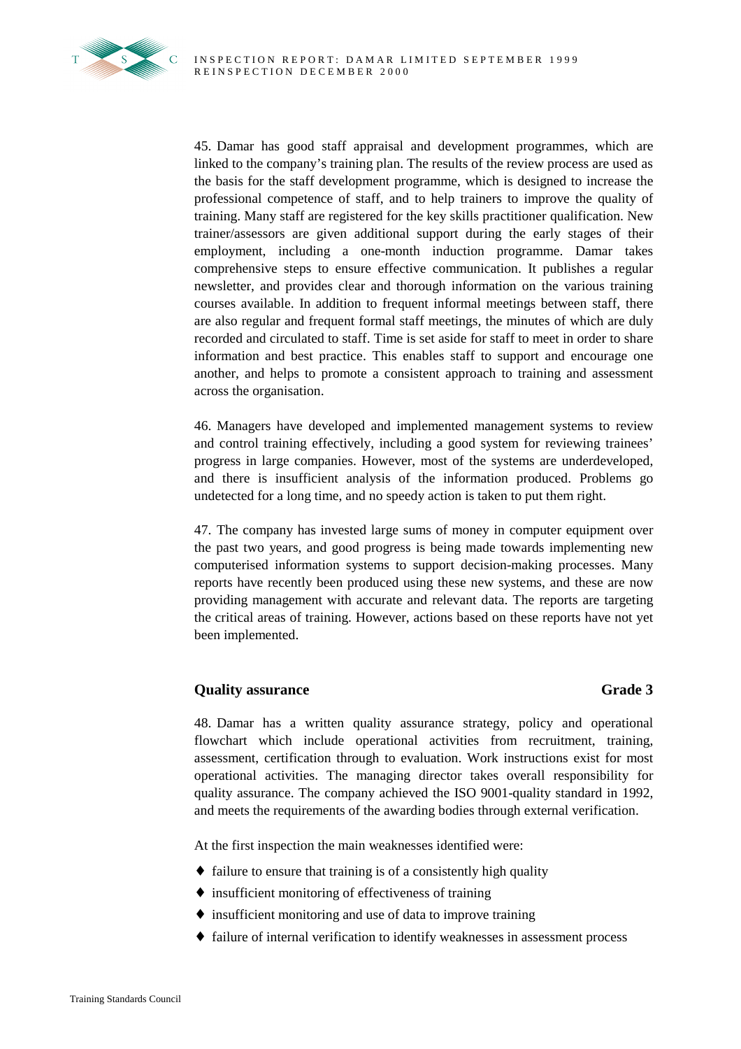45. Damar has good staff appraisal and development programmes, which are linked to the company's training plan. The results of the review process are used as the basis for the staff development programme, which is designed to increase the professional competence of staff, and to help trainers to improve the quality of training. Many staff are registered for the key skills practitioner qualification. New trainer/assessors are given additional support during the early stages of their employment, including a one-month induction programme. Damar takes comprehensive steps to ensure effective communication. It publishes a regular newsletter, and provides clear and thorough information on the various training courses available. In addition to frequent informal meetings between staff, there are also regular and frequent formal staff meetings, the minutes of which are duly recorded and circulated to staff. Time is set aside for staff to meet in order to share information and best practice. This enables staff to support and encourage one another, and helps to promote a consistent approach to training and assessment across the organisation.

46. Managers have developed and implemented management systems to review and control training effectively, including a good system for reviewing trainees' progress in large companies. However, most of the systems are underdeveloped, and there is insufficient analysis of the information produced. Problems go undetected for a long time, and no speedy action is taken to put them right.

47. The company has invested large sums of money in computer equipment over the past two years, and good progress is being made towards implementing new computerised information systems to support decision-making processes. Many reports have recently been produced using these new systems, and these are now providing management with accurate and relevant data. The reports are targeting the critical areas of training. However, actions based on these reports have not yet been implemented.

### Quality assurance — Grade 3

48. Damar has a written quality assurance strategy, policy and operational flowchart which include operational activities from recruitment, training, assessment, certification through to evaluation. Work instructions exist for most operational activities. The managing director takes overall responsibility for quality assurance. The company achieved the ISO 9001-quality standard in 1992, and meets the requirements of the awarding bodies through external verification.

At the first inspection the main weaknesses identified were:

- failure to ensure that training is of a consistently high quality
- insufficient monitoring of effectiveness of training
- insufficient monitoring and use of data to improve training
- failure of internal verification to identify weaknesses in assessment process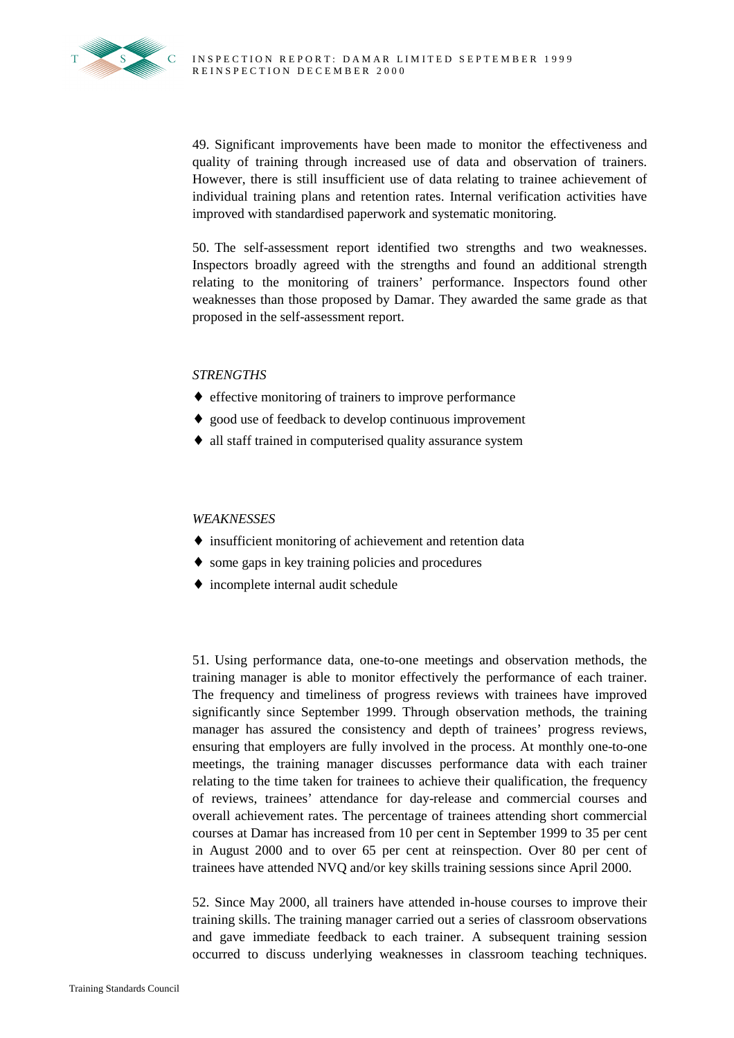49. Significant improvements have been made to monitor the effectiveness and quality of training through increased use of data and observation of trainers. However, there is still insufficient use of data relating to trainee achievement of individual training plans and retention rates. Internal verification activities have improved with standardised paperwork and systematic monitoring.

50. The self-assessment report identified two strengths and two weaknesses. Inspectors broadly agreed with the strengths and found an additional strength relating to the monitoring of trainers' performance. Inspectors found other weaknesses than those proposed by Damar. They awarded the same grade as that proposed in the self-assessment report.

*STRENGTHS*

- effective monitoring of trainers to improve performance
- good use of feedback to develop continuous improvement
- all staff trained in computerised quality assurance system

*WEAKNESSES*

- insufficient monitoring of achievement and retention data
- some gaps in key training policies and procedures
- incomplete internal audit schedule

51. Using performance data, one-to-one meetings and observation methods, the training manager is able to monitor effectively the performance of each trainer. The frequency and timeliness of progress reviews with trainees have improved significantly since September 1999. Through observation methods, the training manager has assured the consistency and depth of trainees' progress reviews, ensuring that employers are fully involved in the process. At monthly one-to-one meetings, the training manager discusses performance data with each trainer relating to the time taken for trainees to achieve their qualification, the frequency of reviews, trainees' attendance for day-release and commercial courses and overall achievement rates. The percentage of trainees attending short commercial courses at Damar has increased from 10 per cent in September 1999 to 35 per cent in August 2000 and to over 65 per cent at reinspection. Over 80 per cent of trainees have attended NVQ and/or key skills training sessions since April 2000.

52. Since May 2000, all trainers have attended in-house courses to improve their training skills. The training manager carried out a series of classroom observations and gave immediate feedback to each trainer. A subsequent training session occurred to discuss underlying weaknesses in classroom teaching techniques.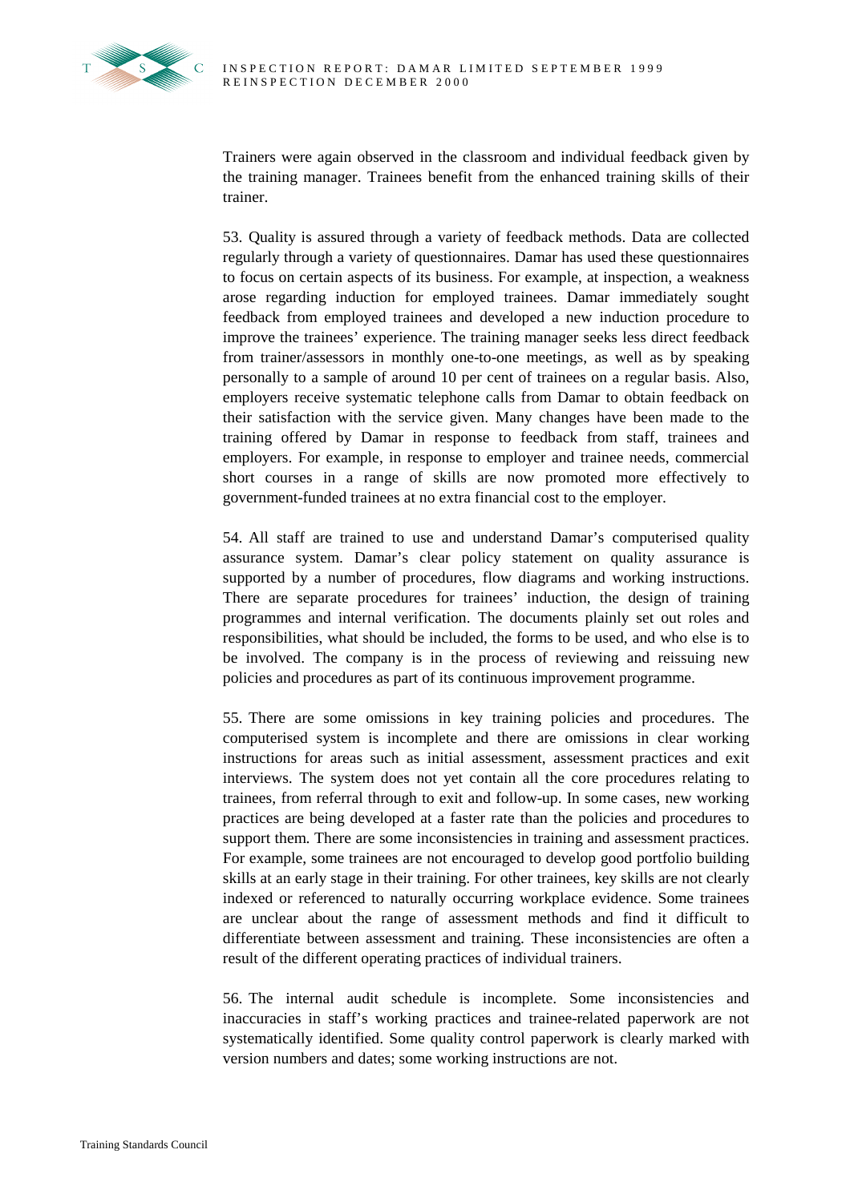Trainers were again observed in the classroom and individual feedback given by the training manager. Trainees benefit from the enhanced training skills of their trainer.

53. Quality is assured through a variety of feedback methods. Data are collected regularly through a variety of questionnaires. Damar has used these questionnaires to focus on certain aspects of its business. For example, at inspection, a weakness arose regarding induction for employed trainees. Damar immediately sought feedback from employed trainees and developed a new induction procedure to improve the trainees' experience. The training manager seeks less direct feedback from trainer/assessors in monthly one-to-one meetings, as well as by speaking personally to a sample of around 10 per cent of trainees on a regular basis. Also, employers receive systematic telephone calls from Damar to obtain feedback on their satisfaction with the service given. Many changes have been made to the training offered by Damar in response to feedback from staff, trainees and employers. For example, in response to employer and trainee needs, commercial short courses in a range of skills are now promoted more effectively to government-funded trainees at no extra financial cost to the employer.

54. All staff are trained to use and understand Damar's computerised quality assurance system. Damar's clear policy statement on quality assurance is supported by a number of procedures, flow diagrams and working instructions. There are separate procedures for trainees' induction, the design of training programmes and internal verification. The documents plainly set out roles and responsibilities, what should be included, the forms to be used, and who else is to be involved. The company is in the process of reviewing and reissuing new policies and procedures as part of its continuous improvement programme.

55. There are some omissions in key training policies and procedures. The computerised system is incomplete and there are omissions in clear working instructions for areas such as initial assessment, assessment practices and exit interviews. The system does not yet contain all the core procedures relating to trainees, from referral through to exit and follow-up. In some cases, new working practices are being developed at a faster rate than the policies and procedures to support them. There are some inconsistencies in training and assessment practices. For example, some trainees are not encouraged to develop good portfolio building skills at an early stage in their training. For other trainees, key skills are not clearly indexed or referenced to naturally occurring workplace evidence. Some trainees are unclear about the range of assessment methods and find it difficult to differentiate between assessment and training. These inconsistencies are often a result of the different operating practices of individual trainers.

56. The internal audit schedule is incomplete. Some inconsistencies and inaccuracies in staff's working practices and trainee-related paperwork are not systematically identified. Some quality control paperwork is clearly marked with version numbers and dates; some working instructions are not.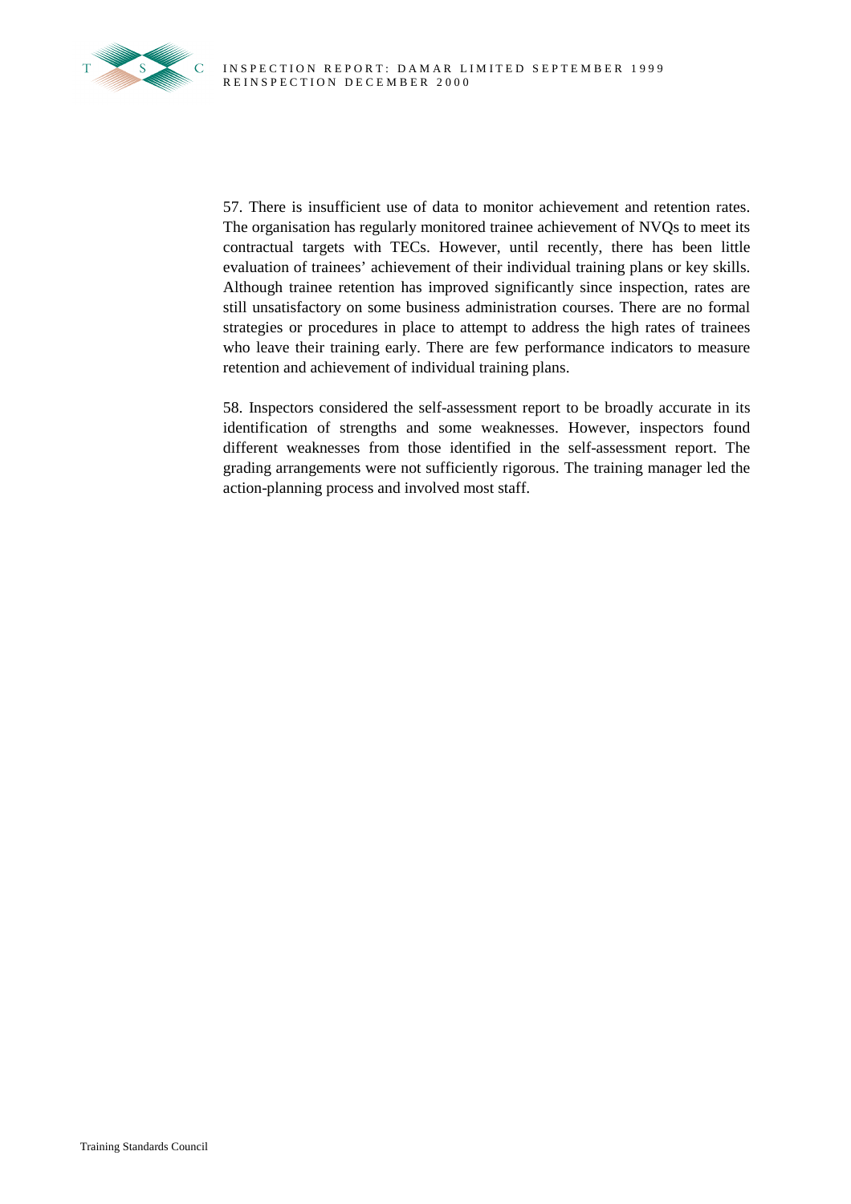57. There is insufficient use of data to monitor achievement and retention rates. The organisation has regularly monitored trainee achievement of NVQs to meet its contractual targets with TECs. However, until recently, there has been little evaluation of trainees' achievement of their individual training plans or key skills. Although trainee retention has improved significantly since inspection, rates are still unsatisfactory on some business administration courses. There are no formal strategies or procedures in place to attempt to address the high rates of trainees who leave their training early. There are few performance indicators to measure retention and achievement of individual training plans.

58. Inspectors considered the self-assessment report to be broadly accurate in its identification of strengths and some weaknesses. However, inspectors found different weaknesses from those identified in the self-assessment report. The grading arrangements were not sufficiently rigorous. The training manager led the action-planning process and involved most staff.